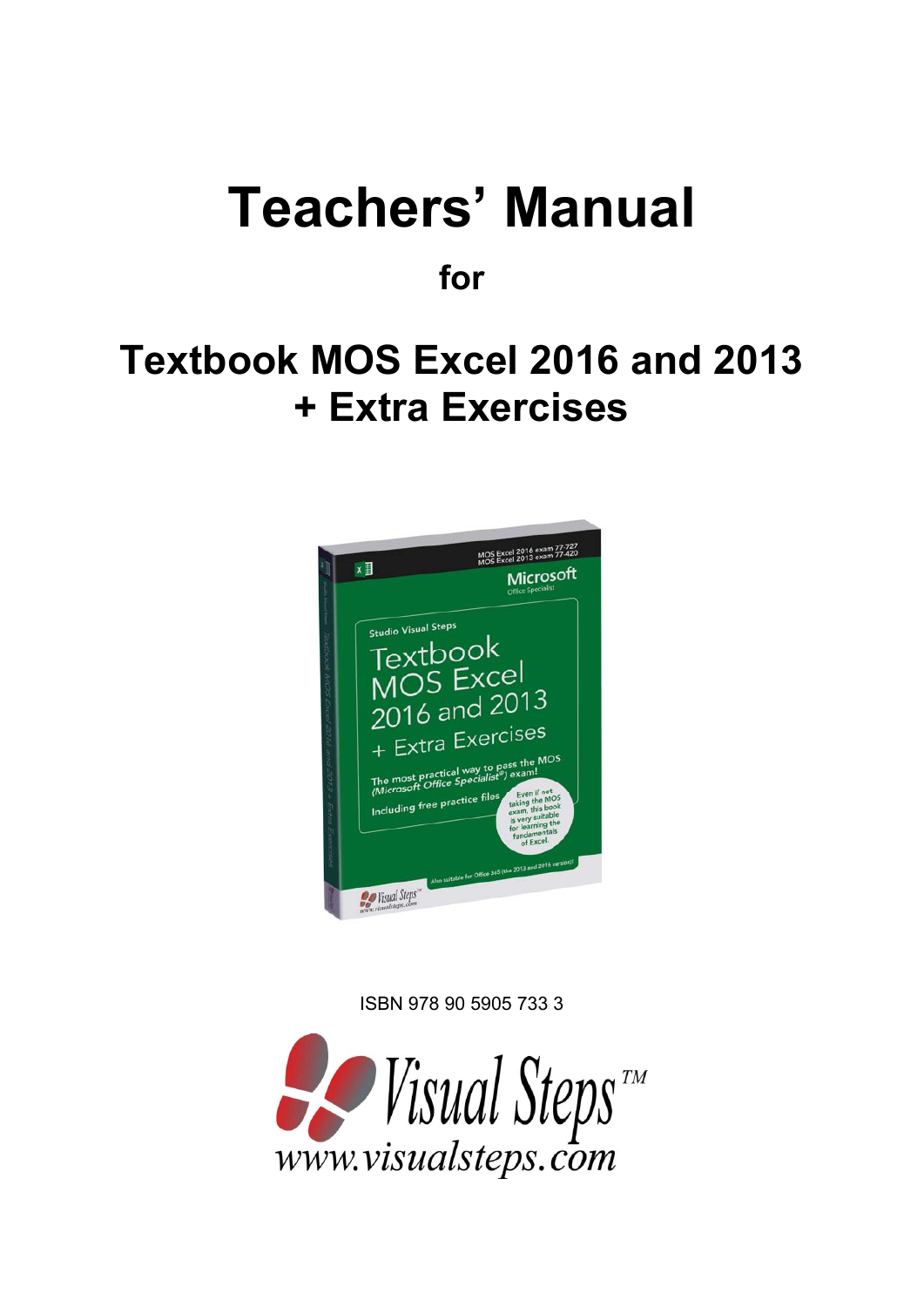# Teachers' Manual

**for**

## Textbook MOS Excel 2016 and 2013 + Extra Exercises

ISBN 978 90 5905 733 3

Visual Steps™
www.visualsteps.com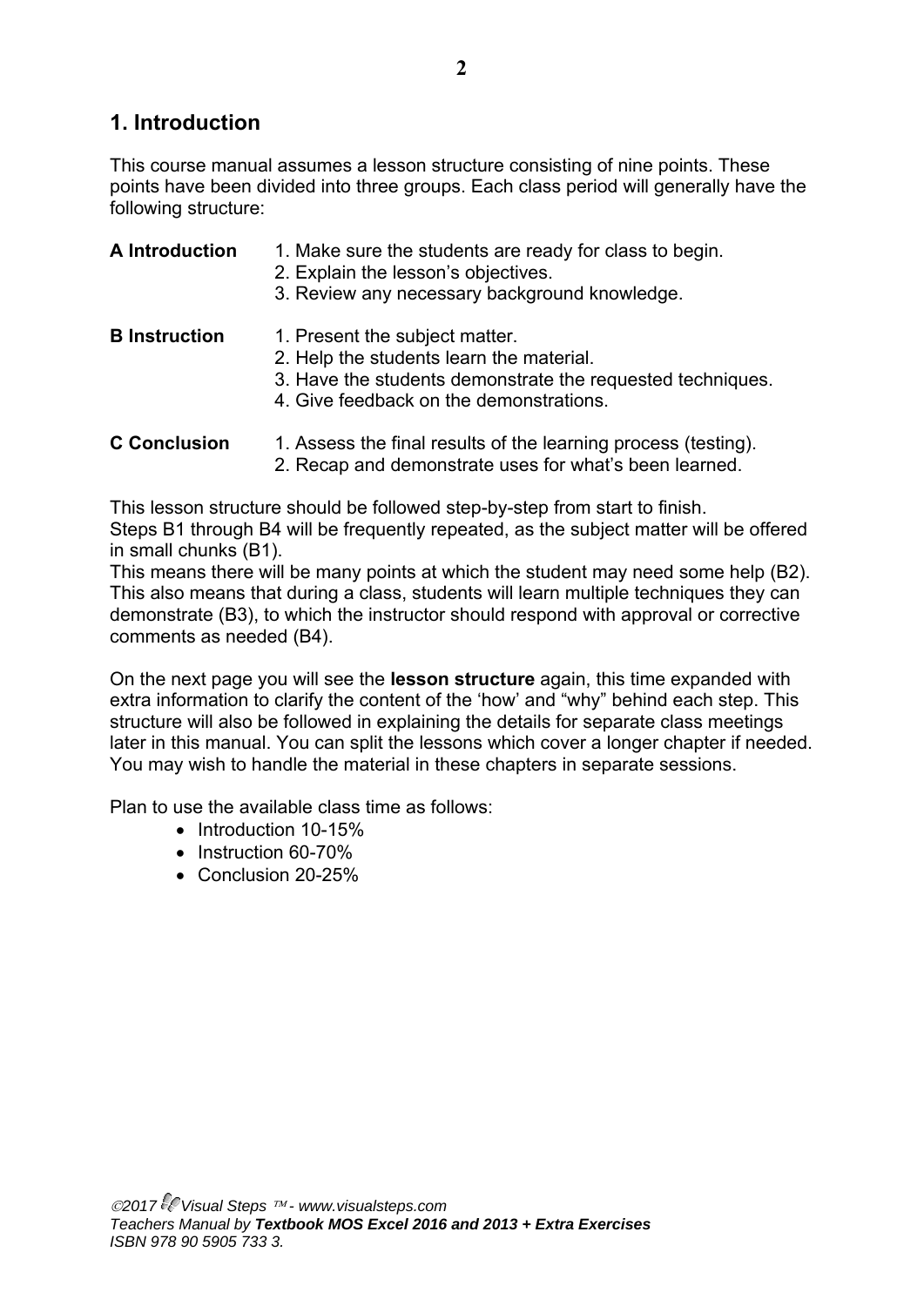# 1. Introduction

This course manual assumes a lesson structure consisting of nine points. These points have been divided into three groups. Each class period will generally have the following structure:

**A Introduction**
1. Make sure the students are ready for class to begin.
2. Explain the lesson's objectives.
3. Review any necessary background knowledge.

**B Instruction**
1. Present the subject matter.
2. Help the students learn the material.
3. Have the students demonstrate the requested techniques.
4. Give feedback on the demonstrations.

**C Conclusion**
1. Assess the final results of the learning process (testing).
2. Recap and demonstrate uses for what's been learned.

This lesson structure should be followed step-by-step from start to finish.
Steps B1 through B4 will be frequently repeated, as the subject matter will be offered in small chunks (B1).
This means there will be many points at which the student may need some help (B2). This also means that during a class, students will learn multiple techniques they can demonstrate (B3), to which the instructor should respond with approval or corrective comments as needed (B4).

On the next page you will see the **lesson structure** again, this time expanded with extra information to clarify the content of the 'how' and "why" behind each step. This structure will also be followed in explaining the details for separate class meetings later in this manual. You can split the lessons which cover a longer chapter if needed. You may wish to handle the material in these chapters in separate sessions.

Plan to use the available class time as follows:

- Introduction 10-15%
- Instruction 60-70%
- Conclusion 20-25%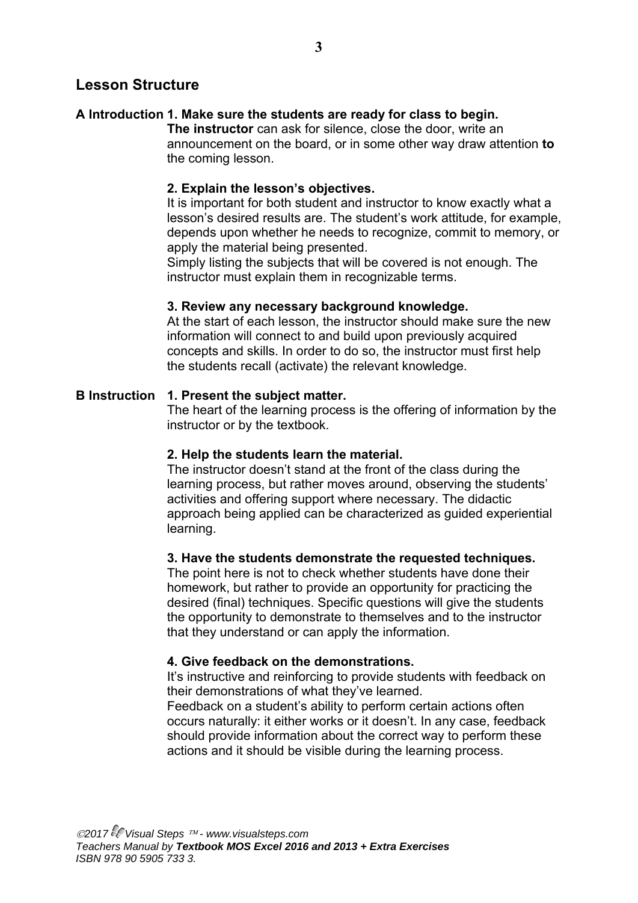## Lesson Structure

**A Introduction**

**1. Make sure the students are ready for class to begin.**

**The instructor** can ask for silence, close the door, write an announcement on the board, or in some other way draw attention **to** the coming lesson.

**2. Explain the lesson's objectives.**

It is important for both student and instructor to know exactly what a lesson's desired results are. The student's work attitude, for example, depends upon whether he needs to recognize, commit to memory, or apply the material being presented.

Simply listing the subjects that will be covered is not enough. The instructor must explain them in recognizable terms.

**3. Review any necessary background knowledge.**

At the start of each lesson, the instructor should make sure the new information will connect to and build upon previously acquired concepts and skills. In order to do so, the instructor must first help the students recall (activate) the relevant knowledge.

**B Instruction**

**1. Present the subject matter.**

The heart of the learning process is the offering of information by the instructor or by the textbook.

**2. Help the students learn the material.**

The instructor doesn't stand at the front of the class during the learning process, but rather moves around, observing the students' activities and offering support where necessary. The didactic approach being applied can be characterized as guided experiential learning.

**3. Have the students demonstrate the requested techniques.**

The point here is not to check whether students have done their homework, but rather to provide an opportunity for practicing the desired (final) techniques. Specific questions will give the students the opportunity to demonstrate to themselves and to the instructor that they understand or can apply the information.

**4. Give feedback on the demonstrations.**

It's instructive and reinforcing to provide students with feedback on their demonstrations of what they've learned.

Feedback on a student's ability to perform certain actions often occurs naturally: it either works or it doesn't. In any case, feedback should provide information about the correct way to perform these actions and it should be visible during the learning process.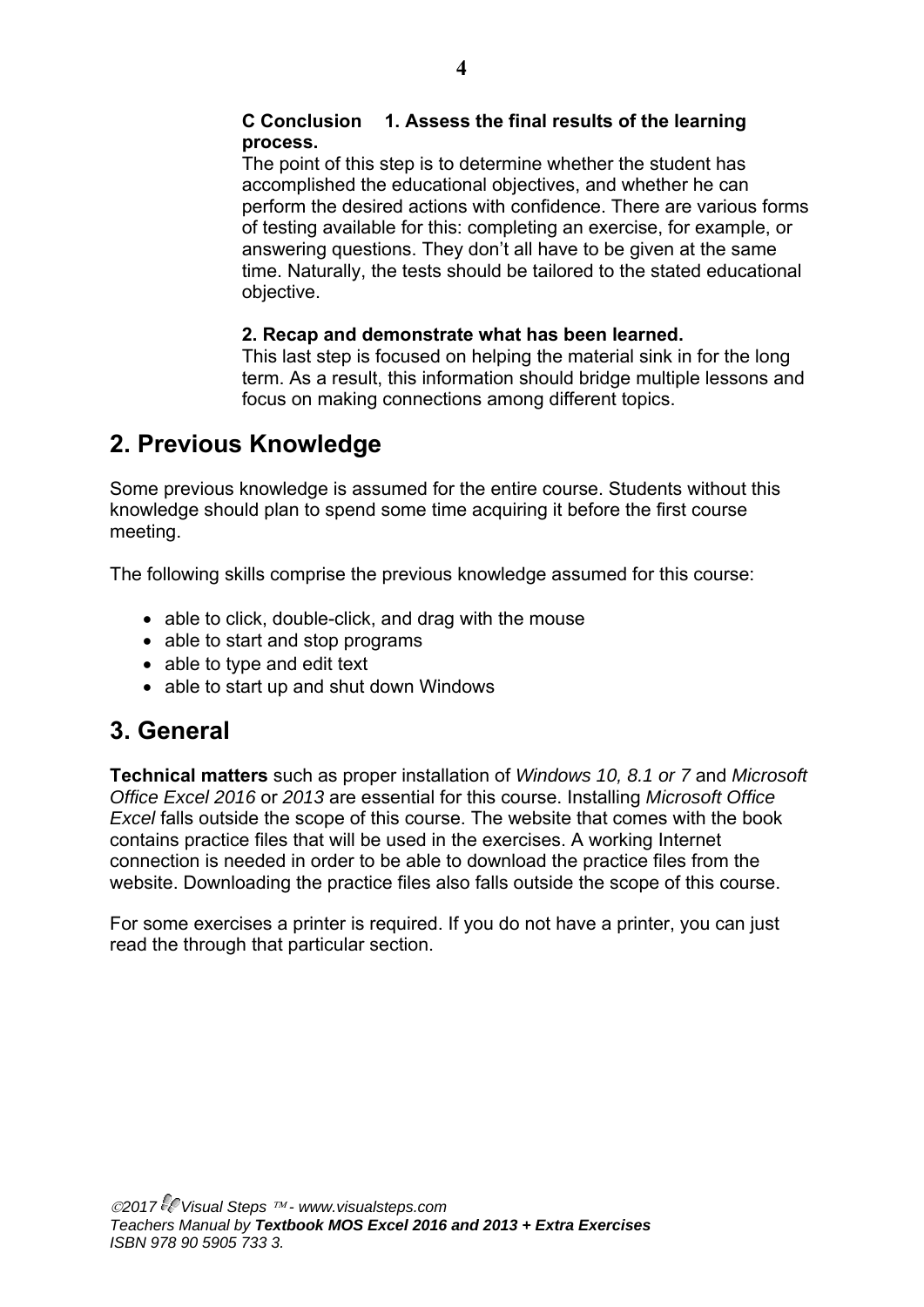**C Conclusion 1. Assess the final results of the learning process.**

The point of this step is to determine whether the student has accomplished the educational objectives, and whether he can perform the desired actions with confidence. There are various forms of testing available for this: completing an exercise, for example, or answering questions. They don't all have to be given at the same time. Naturally, the tests should be tailored to the stated educational objective.

**2. Recap and demonstrate what has been learned.**

This last step is focused on helping the material sink in for the long term. As a result, this information should bridge multiple lessons and focus on making connections among different topics.

## 2. Previous Knowledge

Some previous knowledge is assumed for the entire course. Students without this knowledge should plan to spend some time acquiring it before the first course meeting.

The following skills comprise the previous knowledge assumed for this course:

- able to click, double-click, and drag with the mouse
- able to start and stop programs
- able to type and edit text
- able to start up and shut down Windows

## 3. General

**Technical matters** such as proper installation of *Windows 10, 8.1 or 7* and *Microsoft Office Excel 2016* or *2013* are essential for this course. Installing *Microsoft Office Excel* falls outside the scope of this course. The website that comes with the book contains practice files that will be used in the exercises. A working Internet connection is needed in order to be able to download the practice files from the website. Downloading the practice files also falls outside the scope of this course.

For some exercises a printer is required. If you do not have a printer, you can just read the through that particular section.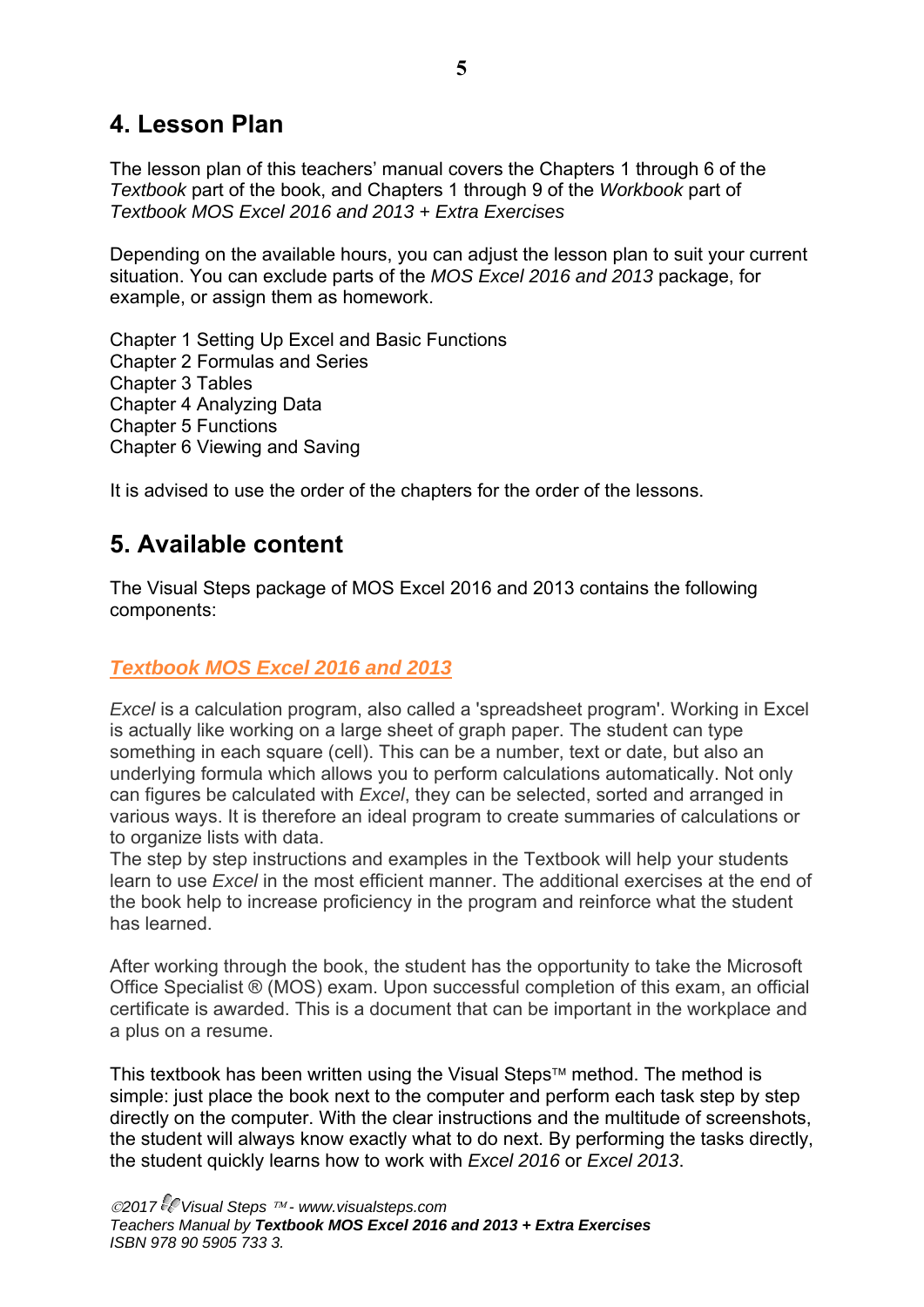## 4. Lesson Plan

The lesson plan of this teachers' manual covers the Chapters 1 through 6 of the *Textbook* part of the book, and Chapters 1 through 9 of the *Workbook* part of *Textbook MOS Excel 2016 and 2013 + Extra Exercises*

Depending on the available hours, you can adjust the lesson plan to suit your current situation. You can exclude parts of the *MOS Excel 2016 and 2013* package, for example, or assign them as homework.

Chapter 1 Setting Up Excel and Basic Functions
Chapter 2 Formulas and Series
Chapter 3 Tables
Chapter 4 Analyzing Data
Chapter 5 Functions
Chapter 6 Viewing and Saving

It is advised to use the order of the chapters for the order of the lessons.

## 5. Available content

The Visual Steps package of MOS Excel 2016 and 2013 contains the following components:

### *Textbook MOS Excel 2016 and 2013*

*Excel* is a calculation program, also called a 'spreadsheet program'. Working in Excel is actually like working on a large sheet of graph paper. The student can type something in each square (cell). This can be a number, text or date, but also an underlying formula which allows you to perform calculations automatically. Not only can figures be calculated with *Excel*, they can be selected, sorted and arranged in various ways. It is therefore an ideal program to create summaries of calculations or to organize lists with data.
The step by step instructions and examples in the Textbook will help your students learn to use *Excel* in the most efficient manner. The additional exercises at the end of the book help to increase proficiency in the program and reinforce what the student has learned.

After working through the book, the student has the opportunity to take the Microsoft Office Specialist ® (MOS) exam. Upon successful completion of this exam, an official certificate is awarded. This is a document that can be important in the workplace and a plus on a resume.

This textbook has been written using the Visual Steps™ method. The method is simple: just place the book next to the computer and perform each task step by step directly on the computer. With the clear instructions and the multitude of screenshots, the student will always know exactly what to do next. By performing the tasks directly, the student quickly learns how to work with *Excel 2016* or *Excel 2013*.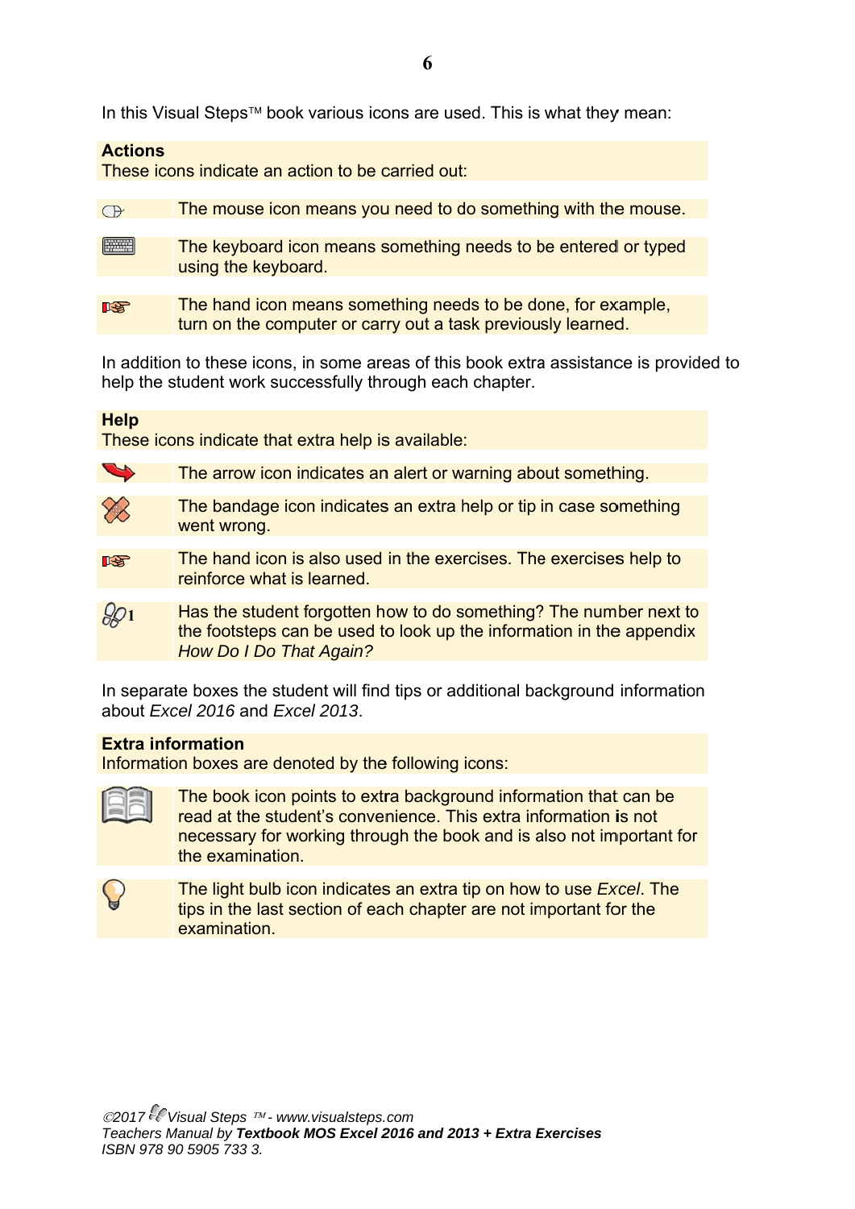In this Visual Steps™ book various icons are used. This is what they mean:

**Actions**
These icons indicate an action to be carried out:

| | |
|---|---|
| | The mouse icon means you need to do something with the mouse. |
| | The keyboard icon means something needs to be entered or typed using the keyboard. |
| | The hand icon means something needs to be done, for example, turn on the computer or carry out a task previously learned. |

In addition to these icons, in some areas of this book extra assistance is provided to help the student work successfully through each chapter.

**Help**
These icons indicate that extra help is available:

| | |
|---|---|
| | The arrow icon indicates an alert or warning about something. |
| | The bandage icon indicates an extra help or tip in case something went wrong. |
| | The hand icon is also used in the exercises. The exercises help to reinforce what is learned. |
| 1 | Has the student forgotten how to do something? The number next to the footsteps can be used to look up the information in the appendix *How Do I Do That Again?* |

In separate boxes the student will find tips or additional background information about *Excel 2016* and *Excel 2013*.

**Extra information**
Information boxes are denoted by the following icons:

| | |
|---|---|
| | The book icon points to extra background information that can be read at the student's convenience. This extra information is not necessary for working through the book and is also not important for the examination. |
| | The light bulb icon indicates an extra tip on how to use *Excel*. The tips in the last section of each chapter are not important for the examination. |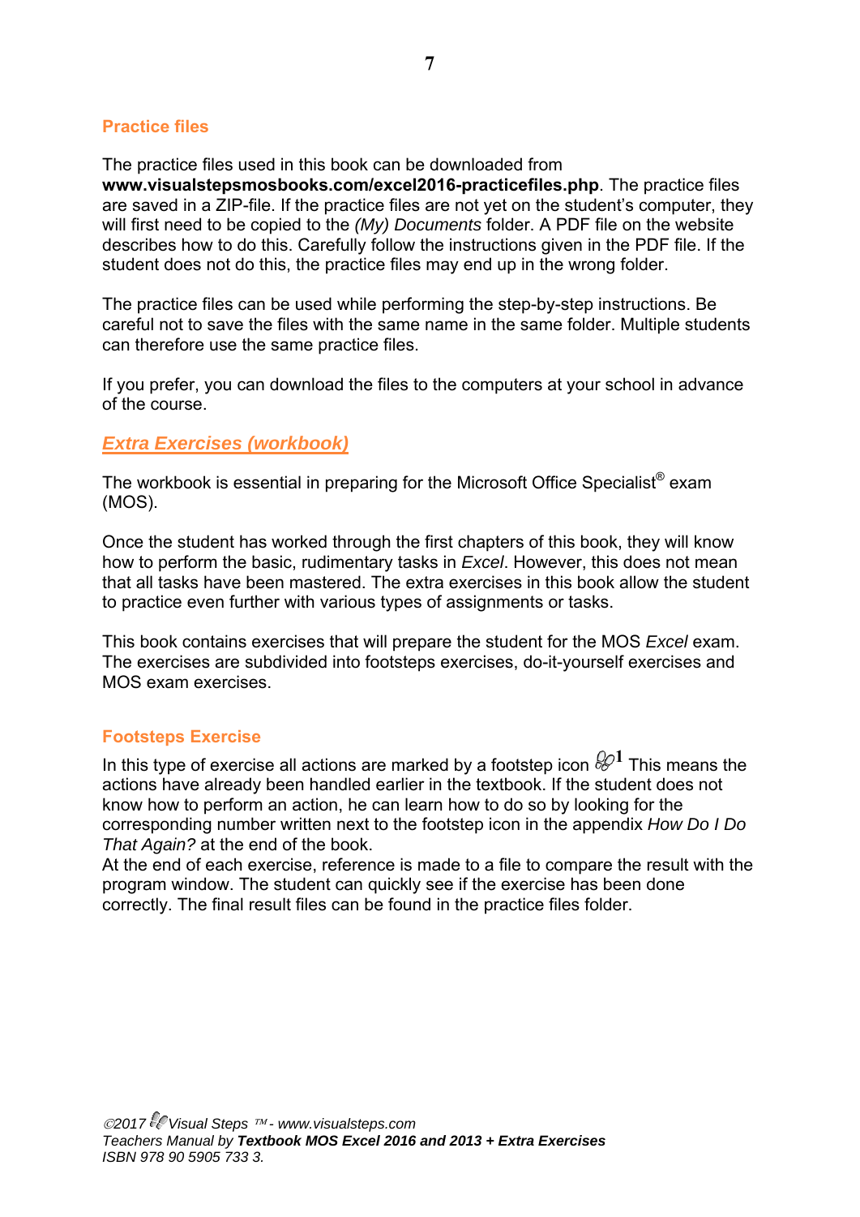## Practice files

The practice files used in this book can be downloaded from **www.visualstepsmosbooks.com/excel2016-practicefiles.php**. The practice files are saved in a ZIP-file. If the practice files are not yet on the student's computer, they will first need to be copied to the *(My) Documents* folder. A PDF file on the website describes how to do this. Carefully follow the instructions given in the PDF file. If the student does not do this, the practice files may end up in the wrong folder.

The practice files can be used while performing the step-by-step instructions. Be careful not to save the files with the same name in the same folder. Multiple students can therefore use the same practice files.

If you prefer, you can download the files to the computers at your school in advance of the course.

## *Extra Exercises (workbook)*

The workbook is essential in preparing for the Microsoft Office Specialist® exam (MOS).

Once the student has worked through the first chapters of this book, they will know how to perform the basic, rudimentary tasks in *Excel*. However, this does not mean that all tasks have been mastered. The extra exercises in this book allow the student to practice even further with various types of assignments or tasks.

This book contains exercises that will prepare the student for the MOS *Excel* exam. The exercises are subdivided into footsteps exercises, do-it-yourself exercises and MOS exam exercises.

### Footsteps Exercise

In this type of exercise all actions are marked by a footstep icon 1 This means the actions have already been handled earlier in the textbook. If the student does not know how to perform an action, he can learn how to do so by looking for the corresponding number written next to the footstep icon in the appendix *How Do I Do That Again?* at the end of the book.
At the end of each exercise, reference is made to a file to compare the result with the program window. The student can quickly see if the exercise has been done correctly. The final result files can be found in the practice files folder.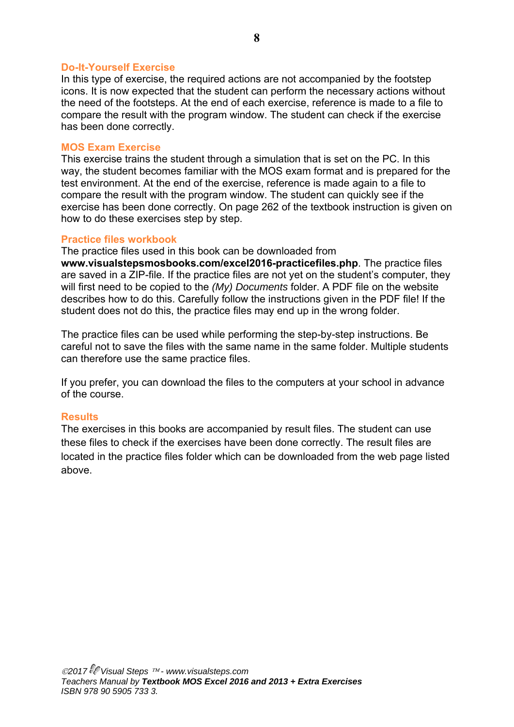## Do-It-Yourself Exercise

In this type of exercise, the required actions are not accompanied by the footstep icons. It is now expected that the student can perform the necessary actions without the need of the footsteps. At the end of each exercise, reference is made to a file to compare the result with the program window. The student can check if the exercise has been done correctly.

## MOS Exam Exercise

This exercise trains the student through a simulation that is set on the PC. In this way, the student becomes familiar with the MOS exam format and is prepared for the test environment. At the end of the exercise, reference is made again to a file to compare the result with the program window. The student can quickly see if the exercise has been done correctly. On page 262 of the textbook instruction is given on how to do these exercises step by step.

## Practice files workbook

The practice files used in this book can be downloaded from **www.visualstepsmosbooks.com/excel2016-practicefiles.php**. The practice files are saved in a ZIP-file. If the practice files are not yet on the student's computer, they will first need to be copied to the *(My) Documents* folder. A PDF file on the website describes how to do this. Carefully follow the instructions given in the PDF file! If the student does not do this, the practice files may end up in the wrong folder.

The practice files can be used while performing the step-by-step instructions. Be careful not to save the files with the same name in the same folder. Multiple students can therefore use the same practice files.

If you prefer, you can download the files to the computers at your school in advance of the course.

## Results

The exercises in this books are accompanied by result files. The student can use these files to check if the exercises have been done correctly. The result files are located in the practice files folder which can be downloaded from the web page listed above.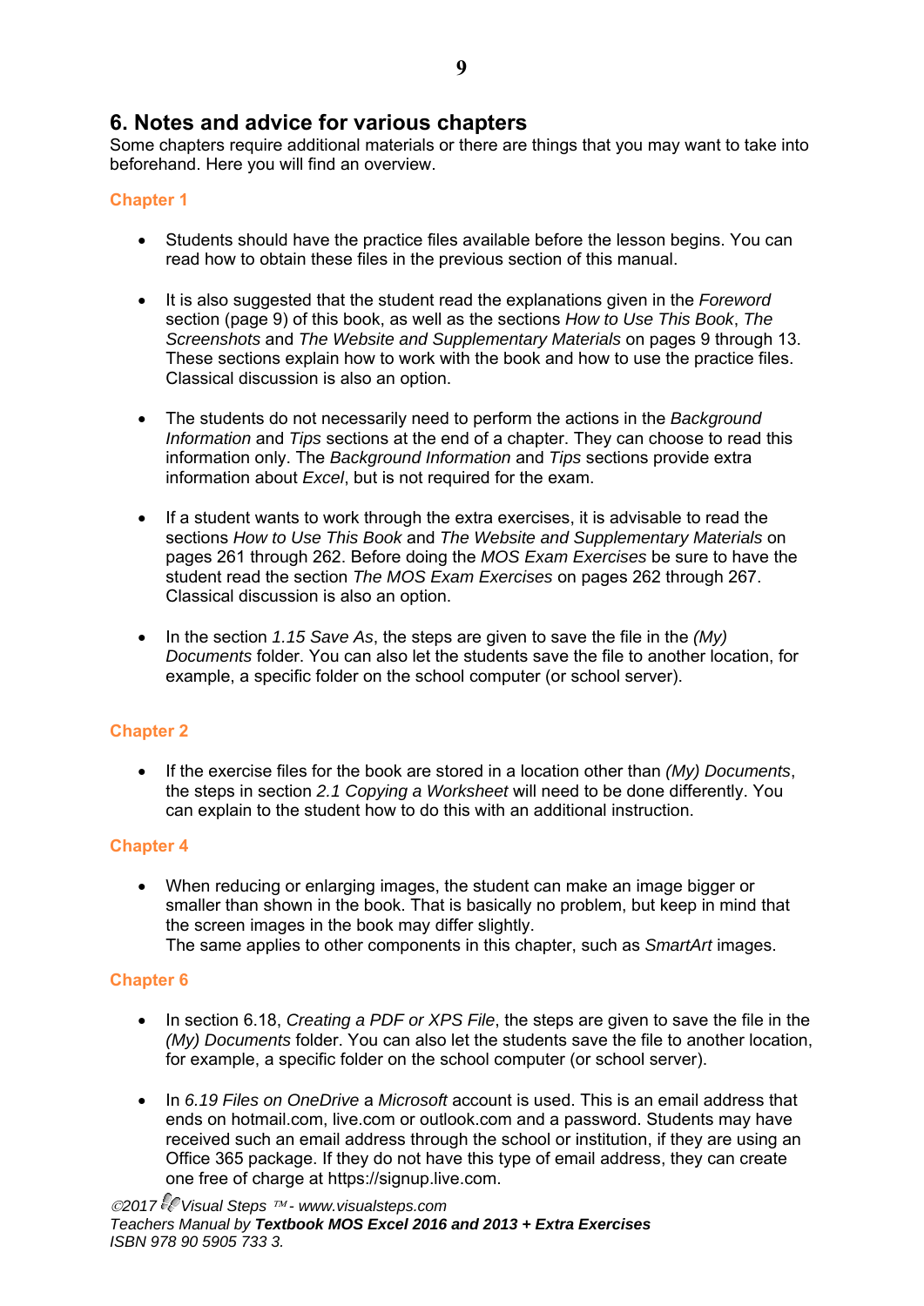## 6. Notes and advice for various chapters

Some chapters require additional materials or there are things that you may want to take into beforehand. Here you will find an overview.

### Chapter 1

- Students should have the practice files available before the lesson begins. You can read how to obtain these files in the previous section of this manual.

- It is also suggested that the student read the explanations given in the *Foreword* section (page 9) of this book, as well as the sections *How to Use This Book*, *The Screenshots* and *The Website and Supplementary Materials* on pages 9 through 13. These sections explain how to work with the book and how to use the practice files. Classical discussion is also an option.

- The students do not necessarily need to perform the actions in the *Background Information* and *Tips* sections at the end of a chapter. They can choose to read this information only. The *Background Information* and *Tips* sections provide extra information about *Excel*, but is not required for the exam.

- If a student wants to work through the extra exercises, it is advisable to read the sections *How to Use This Book* and *The Website and Supplementary Materials* on pages 261 through 262. Before doing the *MOS Exam Exercises* be sure to have the student read the section *The MOS Exam Exercises* on pages 262 through 267. Classical discussion is also an option.

- In the section *1.15 Save As*, the steps are given to save the file in the *(My) Documents* folder. You can also let the students save the file to another location, for example, a specific folder on the school computer (or school server).

### Chapter 2

- If the exercise files for the book are stored in a location other than *(My) Documents*, the steps in section *2.1 Copying a Worksheet* will need to be done differently. You can explain to the student how to do this with an additional instruction.

### Chapter 4

- When reducing or enlarging images, the student can make an image bigger or smaller than shown in the book. That is basically no problem, but keep in mind that the screen images in the book may differ slightly.
  The same applies to other components in this chapter, such as *SmartArt* images.

### Chapter 6

- In section 6.18, *Creating a PDF or XPS File*, the steps are given to save the file in the *(My) Documents* folder. You can also let the students save the file to another location, for example, a specific folder on the school computer (or school server).

- In *6.19 Files on OneDrive* a *Microsoft* account is used. This is an email address that ends on hotmail.com, live.com or outlook.com and a password. Students may have received such an email address through the school or institution, if they are using an Office 365 package. If they do not have this type of email address, they can create one free of charge at https://signup.live.com.